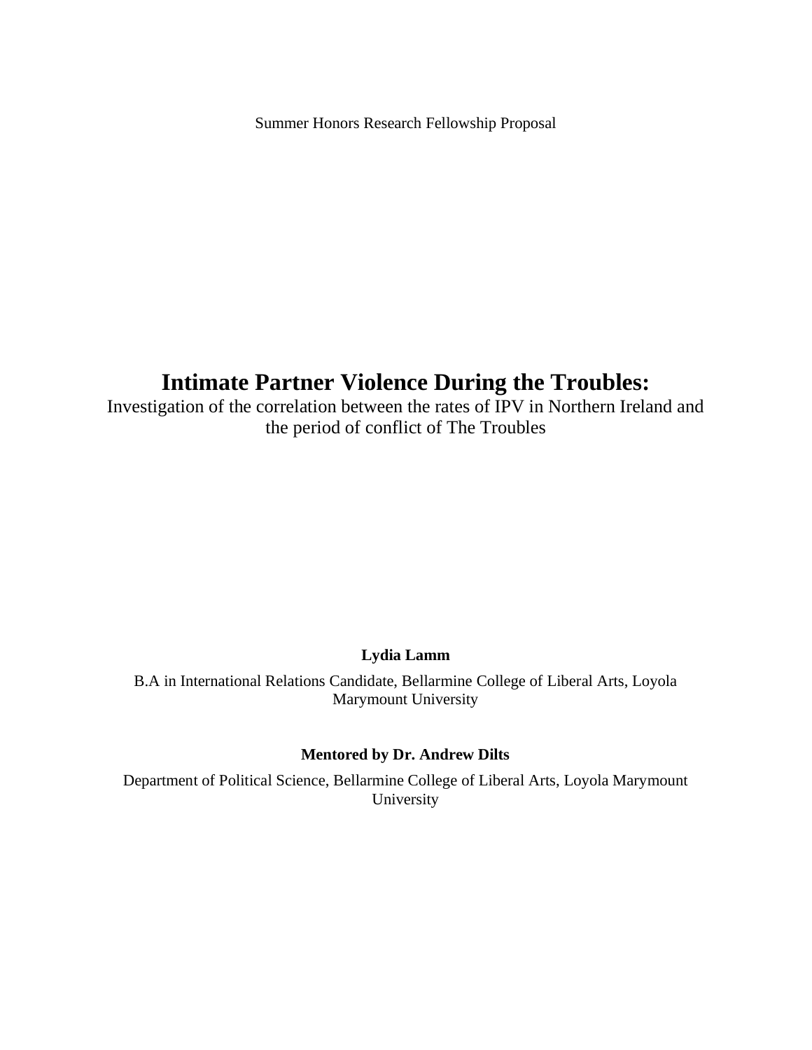Summer Honors Research Fellowship Proposal

# Intimate Partner Violence During the Troubles:

Investigation of the correlation between the rates of IPV in Northern Ireland and the period of conflict of The Troubles

**Lydia Lamm**

B.A in International Relations Candidate, Bellarmine College of Liberal Arts, Loyola Marymount University

**Mentored by Dr. Andrew Dilts**

Department of Political Science, Bellarmine College of Liberal Arts, Loyola Marymount University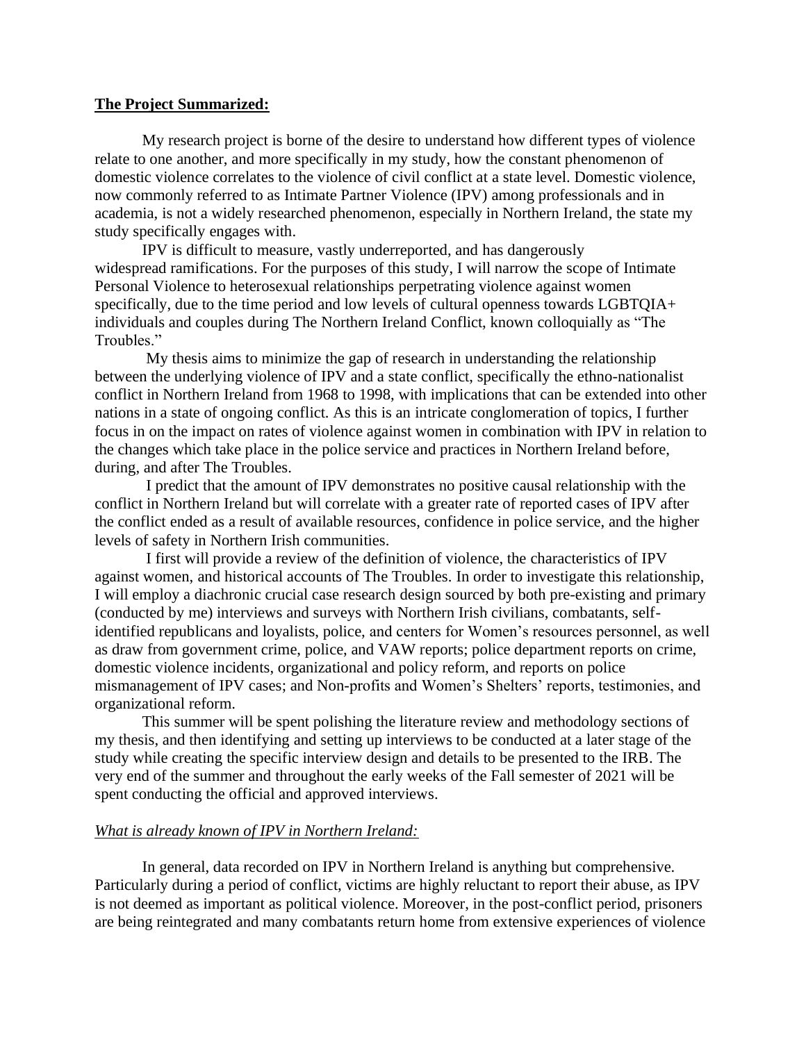**The Project Summarized:**

My research project is borne of the desire to understand how different types of violence relate to one another, and more specifically in my study, how the constant phenomenon of domestic violence correlates to the violence of civil conflict at a state level. Domestic violence, now commonly referred to as Intimate Partner Violence (IPV) among professionals and in academia, is not a widely researched phenomenon, especially in Northern Ireland, the state my study specifically engages with.

IPV is difficult to measure, vastly underreported, and has dangerously widespread ramifications. For the purposes of this study, I will narrow the scope of Intimate Personal Violence to heterosexual relationships perpetrating violence against women specifically, due to the time period and low levels of cultural openness towards LGBTQIA+ individuals and couples during The Northern Ireland Conflict, known colloquially as "The Troubles."

My thesis aims to minimize the gap of research in understanding the relationship between the underlying violence of IPV and a state conflict, specifically the ethno-nationalist conflict in Northern Ireland from 1968 to 1998, with implications that can be extended into other nations in a state of ongoing conflict. As this is an intricate conglomeration of topics, I further focus in on the impact on rates of violence against women in combination with IPV in relation to the changes which take place in the police service and practices in Northern Ireland before, during, and after The Troubles.

I predict that the amount of IPV demonstrates no positive causal relationship with the conflict in Northern Ireland but will correlate with a greater rate of reported cases of IPV after the conflict ended as a result of available resources, confidence in police service, and the higher levels of safety in Northern Irish communities.

I first will provide a review of the definition of violence, the characteristics of IPV against women, and historical accounts of The Troubles. In order to investigate this relationship, I will employ a diachronic crucial case research design sourced by both pre-existing and primary (conducted by me) interviews and surveys with Northern Irish civilians, combatants, self-identified republicans and loyalists, police, and centers for Women's resources personnel, as well as draw from government crime, police, and VAW reports; police department reports on crime, domestic violence incidents, organizational and policy reform, and reports on police mismanagement of IPV cases; and Non-profits and Women's Shelters' reports, testimonies, and organizational reform.

This summer will be spent polishing the literature review and methodology sections of my thesis, and then identifying and setting up interviews to be conducted at a later stage of the study while creating the specific interview design and details to be presented to the IRB. The very end of the summer and throughout the early weeks of the Fall semester of 2021 will be spent conducting the official and approved interviews.

*What is already known of IPV in Northern Ireland:*

In general, data recorded on IPV in Northern Ireland is anything but comprehensive. Particularly during a period of conflict, victims are highly reluctant to report their abuse, as IPV is not deemed as important as political violence. Moreover, in the post-conflict period, prisoners are being reintegrated and many combatants return home from extensive experiences of violence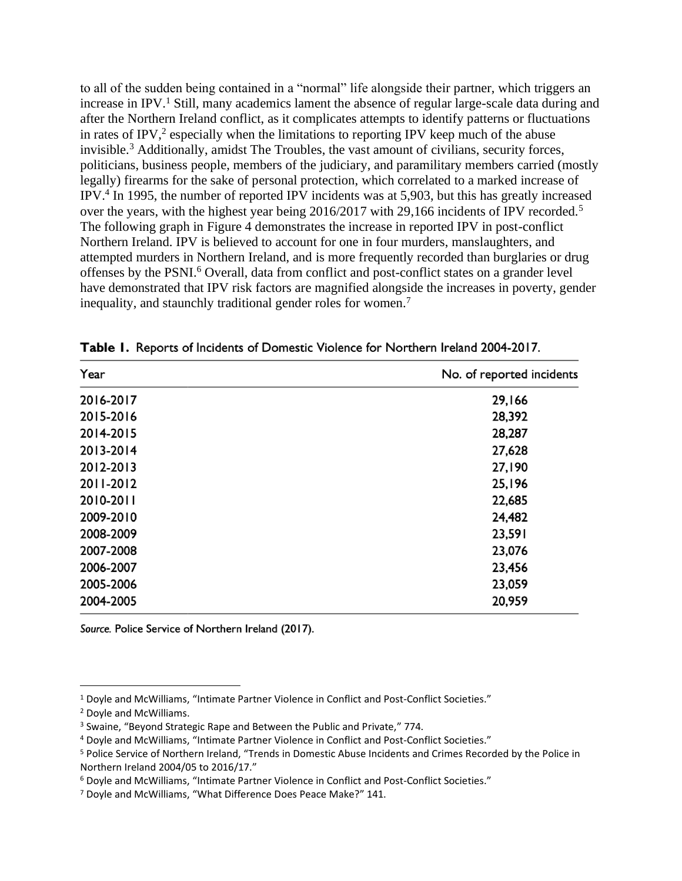to all of the sudden being contained in a "normal" life alongside their partner, which triggers an increase in IPV.[1] Still, many academics lament the absence of regular large-scale data during and after the Northern Ireland conflict, as it complicates attempts to identify patterns or fluctuations in rates of IPV,[2] especially when the limitations to reporting IPV keep much of the abuse invisible.[3] Additionally, amidst The Troubles, the vast amount of civilians, security forces, politicians, business people, members of the judiciary, and paramilitary members carried (mostly legally) firearms for the sake of personal protection, which correlated to a marked increase of IPV.[4] In 1995, the number of reported IPV incidents was at 5,903, but this has greatly increased over the years, with the highest year being 2016/2017 with 29,166 incidents of IPV recorded.[5] The following graph in Figure 4 demonstrates the increase in reported IPV in post-conflict Northern Ireland. IPV is believed to account for one in four murders, manslaughters, and attempted murders in Northern Ireland, and is more frequently recorded than burglaries or drug offenses by the PSNI.[6] Overall, data from conflict and post-conflict states on a grander level have demonstrated that IPV risk factors are magnified alongside the increases in poverty, gender inequality, and staunchly traditional gender roles for women.[7]

**Table 1.** Reports of Incidents of Domestic Violence for Northern Ireland 2004-2017.

| Year | No. of reported incidents |
|---|---|
| 2016-2017 | 29,166 |
| 2015-2016 | 28,392 |
| 2014-2015 | 28,287 |
| 2013-2014 | 27,628 |
| 2012-2013 | 27,190 |
| 2011-2012 | 25,196 |
| 2010-2011 | 22,685 |
| 2009-2010 | 24,482 |
| 2008-2009 | 23,591 |
| 2007-2008 | 23,076 |
| 2006-2007 | 23,456 |
| 2005-2006 | 23,059 |
| 2004-2005 | 20,959 |

*Source.* Police Service of Northern Ireland (2017).

[1] Doyle and McWilliams, "Intimate Partner Violence in Conflict and Post-Conflict Societies."

[2] Doyle and McWilliams.

[3] Swaine, "Beyond Strategic Rape and Between the Public and Private," 774.

[4] Doyle and McWilliams, "Intimate Partner Violence in Conflict and Post-Conflict Societies."

[5] Police Service of Northern Ireland, "Trends in Domestic Abuse Incidents and Crimes Recorded by the Police in Northern Ireland 2004/05 to 2016/17."

[6] Doyle and McWilliams, "Intimate Partner Violence in Conflict and Post-Conflict Societies."

[7] Doyle and McWilliams, "What Difference Does Peace Make?" 141.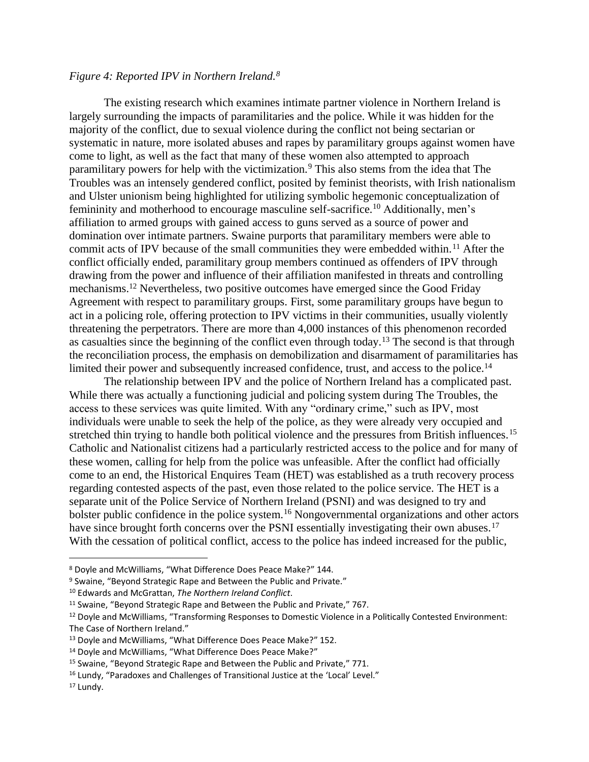*Figure 4: Reported IPV in Northern Ireland.*[8]

The existing research which examines intimate partner violence in Northern Ireland is largely surrounding the impacts of paramilitaries and the police. While it was hidden for the majority of the conflict, due to sexual violence during the conflict not being sectarian or systematic in nature, more isolated abuses and rapes by paramilitary groups against women have come to light, as well as the fact that many of these women also attempted to approach paramilitary powers for help with the victimization.[9] This also stems from the idea that The Troubles was an intensely gendered conflict, posited by feminist theorists, with Irish nationalism and Ulster unionism being highlighted for utilizing symbolic hegemonic conceptualization of femininity and motherhood to encourage masculine self-sacrifice.[10] Additionally, men's affiliation to armed groups with gained access to guns served as a source of power and domination over intimate partners. Swaine purports that paramilitary members were able to commit acts of IPV because of the small communities they were embedded within.[11] After the conflict officially ended, paramilitary group members continued as offenders of IPV through drawing from the power and influence of their affiliation manifested in threats and controlling mechanisms.[12] Nevertheless, two positive outcomes have emerged since the Good Friday Agreement with respect to paramilitary groups. First, some paramilitary groups have begun to act in a policing role, offering protection to IPV victims in their communities, usually violently threatening the perpetrators. There are more than 4,000 instances of this phenomenon recorded as casualties since the beginning of the conflict even through today.[13] The second is that through the reconciliation process, the emphasis on demobilization and disarmament of paramilitaries has limited their power and subsequently increased confidence, trust, and access to the police.[14]

The relationship between IPV and the police of Northern Ireland has a complicated past. While there was actually a functioning judicial and policing system during The Troubles, the access to these services was quite limited. With any "ordinary crime," such as IPV, most individuals were unable to seek the help of the police, as they were already very occupied and stretched thin trying to handle both political violence and the pressures from British influences.[15] Catholic and Nationalist citizens had a particularly restricted access to the police and for many of these women, calling for help from the police was unfeasible. After the conflict had officially come to an end, the Historical Enquires Team (HET) was established as a truth recovery process regarding contested aspects of the past, even those related to the police service. The HET is a separate unit of the Police Service of Northern Ireland (PSNI) and was designed to try and bolster public confidence in the police system.[16] Nongovernmental organizations and other actors have since brought forth concerns over the PSNI essentially investigating their own abuses.[17] With the cessation of political conflict, access to the police has indeed increased for the public,

---

[8] Doyle and McWilliams, "What Difference Does Peace Make?" 144.

[9] Swaine, "Beyond Strategic Rape and Between the Public and Private."

[10] Edwards and McGrattan, *The Northern Ireland Conflict*.

[11] Swaine, "Beyond Strategic Rape and Between the Public and Private," 767.

[12] Doyle and McWilliams, "Transforming Responses to Domestic Violence in a Politically Contested Environment: The Case of Northern Ireland."

[13] Doyle and McWilliams, "What Difference Does Peace Make?" 152.

[14] Doyle and McWilliams, "What Difference Does Peace Make?"

[15] Swaine, "Beyond Strategic Rape and Between the Public and Private," 771.

[16] Lundy, "Paradoxes and Challenges of Transitional Justice at the 'Local' Level."

[17] Lundy.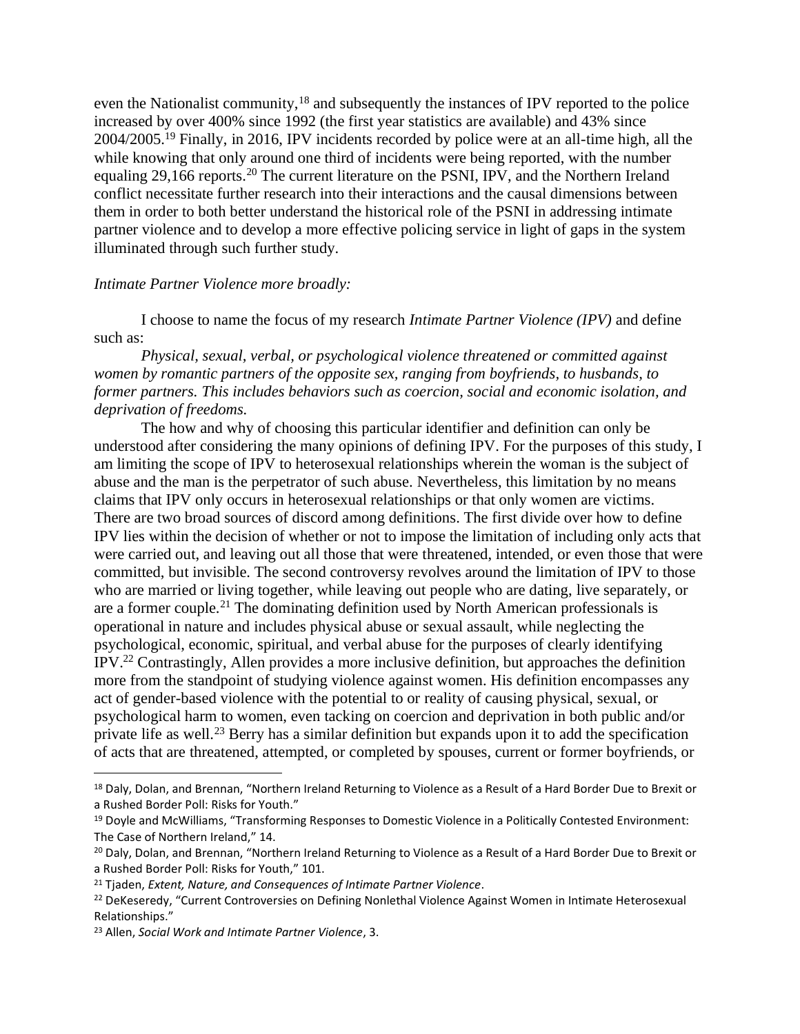even the Nationalist community,[18] and subsequently the instances of IPV reported to the police increased by over 400% since 1992 (the first year statistics are available) and 43% since 2004/2005.[19] Finally, in 2016, IPV incidents recorded by police were at an all-time high, all the while knowing that only around one third of incidents were being reported, with the number equaling 29,166 reports.[20] The current literature on the PSNI, IPV, and the Northern Ireland conflict necessitate further research into their interactions and the causal dimensions between them in order to both better understand the historical role of the PSNI in addressing intimate partner violence and to develop a more effective policing service in light of gaps in the system illuminated through such further study.

*Intimate Partner Violence more broadly:*

I choose to name the focus of my research *Intimate Partner Violence (IPV)* and define such as:

*Physical, sexual, verbal, or psychological violence threatened or committed against women by romantic partners of the opposite sex, ranging from boyfriends, to husbands, to former partners. This includes behaviors such as coercion, social and economic isolation, and deprivation of freedoms.*

The how and why of choosing this particular identifier and definition can only be understood after considering the many opinions of defining IPV. For the purposes of this study, I am limiting the scope of IPV to heterosexual relationships wherein the woman is the subject of abuse and the man is the perpetrator of such abuse. Nevertheless, this limitation by no means claims that IPV only occurs in heterosexual relationships or that only women are victims. There are two broad sources of discord among definitions. The first divide over how to define IPV lies within the decision of whether or not to impose the limitation of including only acts that were carried out, and leaving out all those that were threatened, intended, or even those that were committed, but invisible. The second controversy revolves around the limitation of IPV to those who are married or living together, while leaving out people who are dating, live separately, or are a former couple.[21] The dominating definition used by North American professionals is operational in nature and includes physical abuse or sexual assault, while neglecting the psychological, economic, spiritual, and verbal abuse for the purposes of clearly identifying IPV.[22] Contrastingly, Allen provides a more inclusive definition, but approaches the definition more from the standpoint of studying violence against women. His definition encompasses any act of gender-based violence with the potential to or reality of causing physical, sexual, or psychological harm to women, even tacking on coercion and deprivation in both public and/or private life as well.[23] Berry has a similar definition but expands upon it to add the specification of acts that are threatened, attempted, or completed by spouses, current or former boyfriends, or

---

[18] Daly, Dolan, and Brennan, "Northern Ireland Returning to Violence as a Result of a Hard Border Due to Brexit or a Rushed Border Poll: Risks for Youth."

[19] Doyle and McWilliams, "Transforming Responses to Domestic Violence in a Politically Contested Environment: The Case of Northern Ireland," 14.

[20] Daly, Dolan, and Brennan, "Northern Ireland Returning to Violence as a Result of a Hard Border Due to Brexit or a Rushed Border Poll: Risks for Youth," 101.

[21] Tjaden, *Extent, Nature, and Consequences of Intimate Partner Violence*.

[22] DeKeseredy, "Current Controversies on Defining Nonlethal Violence Against Women in Intimate Heterosexual Relationships."

[23] Allen, *Social Work and Intimate Partner Violence*, 3.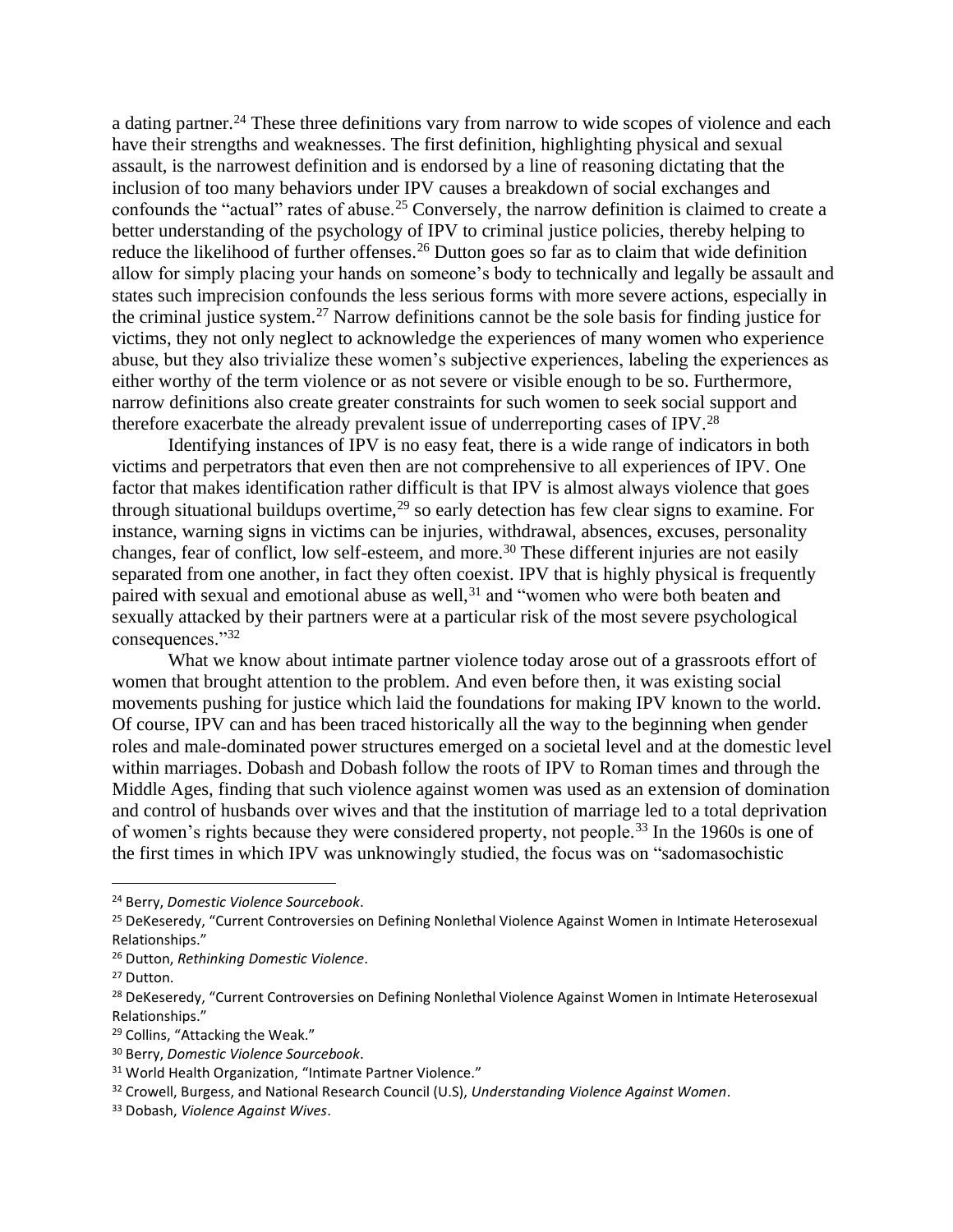a dating partner.[24] These three definitions vary from narrow to wide scopes of violence and each have their strengths and weaknesses. The first definition, highlighting physical and sexual assault, is the narrowest definition and is endorsed by a line of reasoning dictating that the inclusion of too many behaviors under IPV causes a breakdown of social exchanges and confounds the "actual" rates of abuse.[25] Conversely, the narrow definition is claimed to create a better understanding of the psychology of IPV to criminal justice policies, thereby helping to reduce the likelihood of further offenses.[26] Dutton goes so far as to claim that wide definition allow for simply placing your hands on someone's body to technically and legally be assault and states such imprecision confounds the less serious forms with more severe actions, especially in the criminal justice system.[27] Narrow definitions cannot be the sole basis for finding justice for victims, they not only neglect to acknowledge the experiences of many women who experience abuse, but they also trivialize these women's subjective experiences, labeling the experiences as either worthy of the term violence or as not severe or visible enough to be so. Furthermore, narrow definitions also create greater constraints for such women to seek social support and therefore exacerbate the already prevalent issue of underreporting cases of IPV.[28]

Identifying instances of IPV is no easy feat, there is a wide range of indicators in both victims and perpetrators that even then are not comprehensive to all experiences of IPV. One factor that makes identification rather difficult is that IPV is almost always violence that goes through situational buildups overtime,[29] so early detection has few clear signs to examine. For instance, warning signs in victims can be injuries, withdrawal, absences, excuses, personality changes, fear of conflict, low self-esteem, and more.[30] These different injuries are not easily separated from one another, in fact they often coexist. IPV that is highly physical is frequently paired with sexual and emotional abuse as well,[31] and "women who were both beaten and sexually attacked by their partners were at a particular risk of the most severe psychological consequences."[32]

What we know about intimate partner violence today arose out of a grassroots effort of women that brought attention to the problem. And even before then, it was existing social movements pushing for justice which laid the foundations for making IPV known to the world. Of course, IPV can and has been traced historically all the way to the beginning when gender roles and male-dominated power structures emerged on a societal level and at the domestic level within marriages. Dobash and Dobash follow the roots of IPV to Roman times and through the Middle Ages, finding that such violence against women was used as an extension of domination and control of husbands over wives and that the institution of marriage led to a total deprivation of women's rights because they were considered property, not people.[33] In the 1960s is one of the first times in which IPV was unknowingly studied, the focus was on "sadomasochistic

---

[24] Berry, *Domestic Violence Sourcebook*.

[25] DeKeseredy, "Current Controversies on Defining Nonlethal Violence Against Women in Intimate Heterosexual Relationships."

[26] Dutton, *Rethinking Domestic Violence*.

[27] Dutton.

[28] DeKeseredy, "Current Controversies on Defining Nonlethal Violence Against Women in Intimate Heterosexual Relationships."

[29] Collins, "Attacking the Weak."

[30] Berry, *Domestic Violence Sourcebook*.

[31] World Health Organization, "Intimate Partner Violence."

[32] Crowell, Burgess, and National Research Council (U.S), *Understanding Violence Against Women*.

[33] Dobash, *Violence Against Wives*.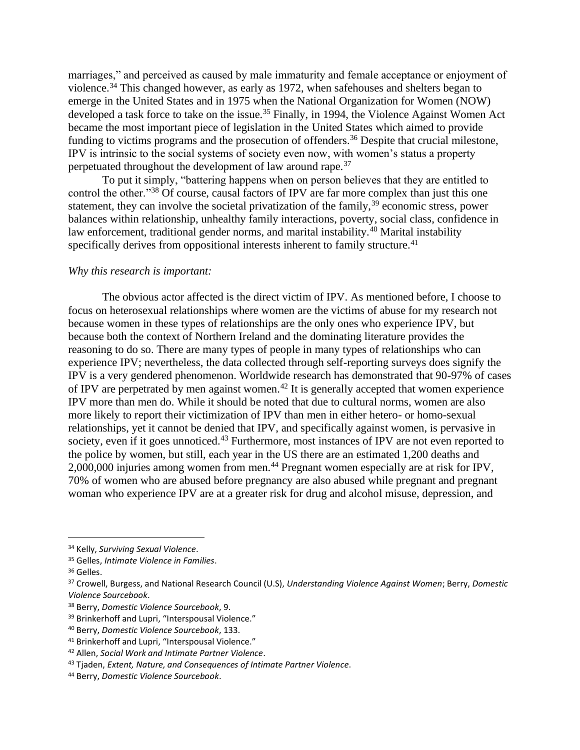marriages," and perceived as caused by male immaturity and female acceptance or enjoyment of violence.[34] This changed however, as early as 1972, when safehouses and shelters began to emerge in the United States and in 1975 when the National Organization for Women (NOW) developed a task force to take on the issue.[35] Finally, in 1994, the Violence Against Women Act became the most important piece of legislation in the United States which aimed to provide funding to victims programs and the prosecution of offenders.[36] Despite that crucial milestone, IPV is intrinsic to the social systems of society even now, with women's status a property perpetuated throughout the development of law around rape.[37]

To put it simply, "battering happens when on person believes that they are entitled to control the other."[38] Of course, causal factors of IPV are far more complex than just this one statement, they can involve the societal privatization of the family,[39] economic stress, power balances within relationship, unhealthy family interactions, poverty, social class, confidence in law enforcement, traditional gender norms, and marital instability.[40] Marital instability specifically derives from oppositional interests inherent to family structure.[41]

*Why this research is important:*

The obvious actor affected is the direct victim of IPV. As mentioned before, I choose to focus on heterosexual relationships where women are the victims of abuse for my research not because women in these types of relationships are the only ones who experience IPV, but because both the context of Northern Ireland and the dominating literature provides the reasoning to do so. There are many types of people in many types of relationships who can experience IPV; nevertheless, the data collected through self-reporting surveys does signify the IPV is a very gendered phenomenon. Worldwide research has demonstrated that 90-97% of cases of IPV are perpetrated by men against women.[42] It is generally accepted that women experience IPV more than men do. While it should be noted that due to cultural norms, women are also more likely to report their victimization of IPV than men in either hetero- or homo-sexual relationships, yet it cannot be denied that IPV, and specifically against women, is pervasive in society, even if it goes unnoticed.[43] Furthermore, most instances of IPV are not even reported to the police by women, but still, each year in the US there are an estimated 1,200 deaths and 2,000,000 injuries among women from men.[44] Pregnant women especially are at risk for IPV, 70% of women who are abused before pregnancy are also abused while pregnant and pregnant woman who experience IPV are at a greater risk for drug and alcohol misuse, depression, and

---

[34] Kelly, *Surviving Sexual Violence*.

[35] Gelles, *Intimate Violence in Families*.

[36] Gelles.

[37] Crowell, Burgess, and National Research Council (U.S), *Understanding Violence Against Women*; Berry, *Domestic Violence Sourcebook*.

[38] Berry, *Domestic Violence Sourcebook*, 9.

[39] Brinkerhoff and Lupri, "Interspousal Violence."

[40] Berry, *Domestic Violence Sourcebook*, 133.

[41] Brinkerhoff and Lupri, "Interspousal Violence."

[42] Allen, *Social Work and Intimate Partner Violence*.

[43] Tjaden, *Extent, Nature, and Consequences of Intimate Partner Violence*.

[44] Berry, *Domestic Violence Sourcebook*.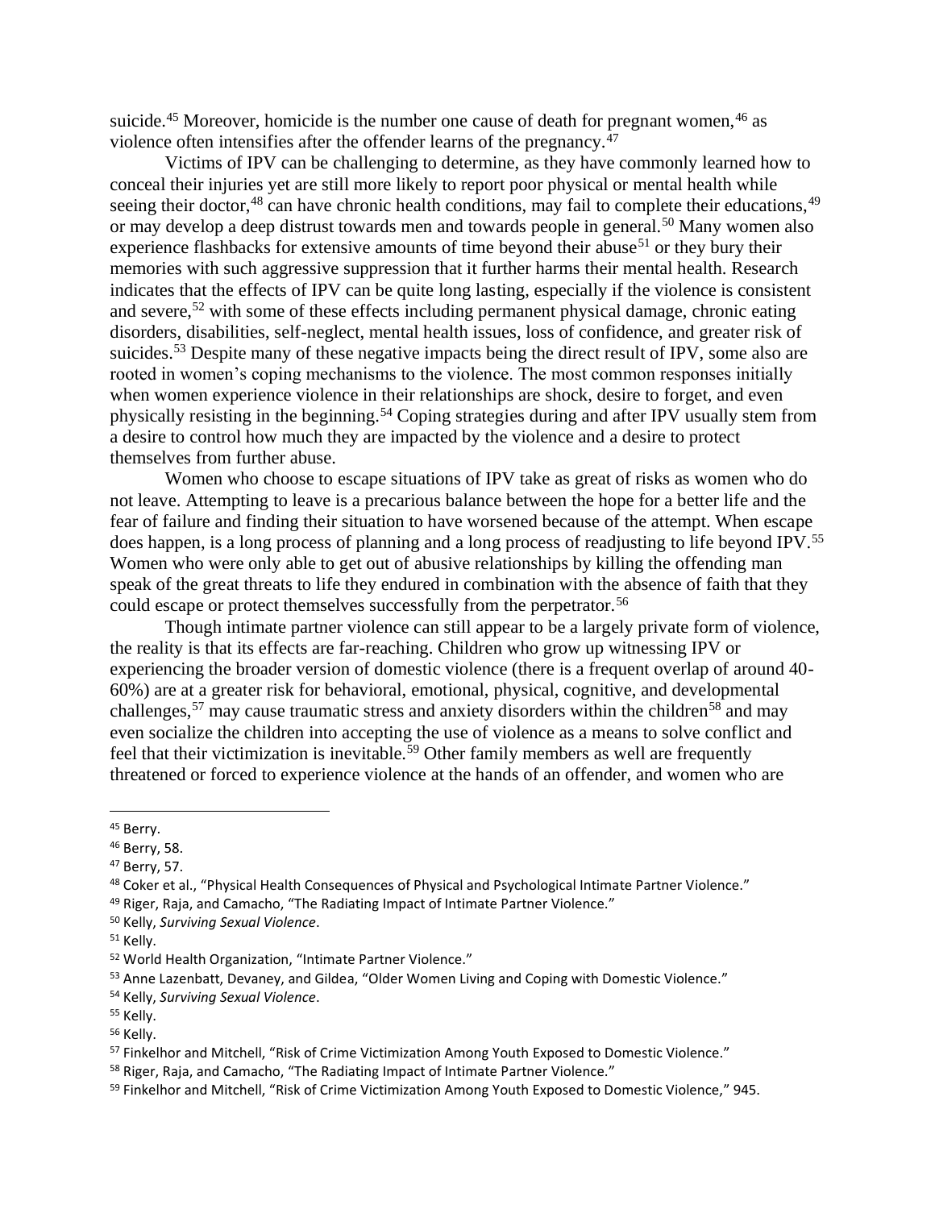suicide.[45] Moreover, homicide is the number one cause of death for pregnant women,[46] as violence often intensifies after the offender learns of the pregnancy.[47]

Victims of IPV can be challenging to determine, as they have commonly learned how to conceal their injuries yet are still more likely to report poor physical or mental health while seeing their doctor,[48] can have chronic health conditions, may fail to complete their educations,[49] or may develop a deep distrust towards men and towards people in general.[50] Many women also experience flashbacks for extensive amounts of time beyond their abuse[51] or they bury their memories with such aggressive suppression that it further harms their mental health. Research indicates that the effects of IPV can be quite long lasting, especially if the violence is consistent and severe,[52] with some of these effects including permanent physical damage, chronic eating disorders, disabilities, self-neglect, mental health issues, loss of confidence, and greater risk of suicides.[53] Despite many of these negative impacts being the direct result of IPV, some also are rooted in women's coping mechanisms to the violence. The most common responses initially when women experience violence in their relationships are shock, desire to forget, and even physically resisting in the beginning.[54] Coping strategies during and after IPV usually stem from a desire to control how much they are impacted by the violence and a desire to protect themselves from further abuse.

Women who choose to escape situations of IPV take as great of risks as women who do not leave. Attempting to leave is a precarious balance between the hope for a better life and the fear of failure and finding their situation to have worsened because of the attempt. When escape does happen, is a long process of planning and a long process of readjusting to life beyond IPV.[55] Women who were only able to get out of abusive relationships by killing the offending man speak of the great threats to life they endured in combination with the absence of faith that they could escape or protect themselves successfully from the perpetrator.[56]

Though intimate partner violence can still appear to be a largely private form of violence, the reality is that its effects are far-reaching. Children who grow up witnessing IPV or experiencing the broader version of domestic violence (there is a frequent overlap of around 40-60%) are at a greater risk for behavioral, emotional, physical, cognitive, and developmental challenges,[57] may cause traumatic stress and anxiety disorders within the children[58] and may even socialize the children into accepting the use of violence as a means to solve conflict and feel that their victimization is inevitable.[59] Other family members as well are frequently threatened or forced to experience violence at the hands of an offender, and women who are

---

[45] Berry.

[46] Berry, 58.

[47] Berry, 57.

[48] Coker et al., "Physical Health Consequences of Physical and Psychological Intimate Partner Violence."

[49] Riger, Raja, and Camacho, "The Radiating Impact of Intimate Partner Violence."

[50] Kelly, *Surviving Sexual Violence*.

[51] Kelly.

[52] World Health Organization, "Intimate Partner Violence."

[53] Anne Lazenbatt, Devaney, and Gildea, "Older Women Living and Coping with Domestic Violence."

[54] Kelly, *Surviving Sexual Violence*.

[55] Kelly.

[56] Kelly.

[57] Finkelhor and Mitchell, "Risk of Crime Victimization Among Youth Exposed to Domestic Violence."

[58] Riger, Raja, and Camacho, "The Radiating Impact of Intimate Partner Violence."

[59] Finkelhor and Mitchell, "Risk of Crime Victimization Among Youth Exposed to Domestic Violence," 945.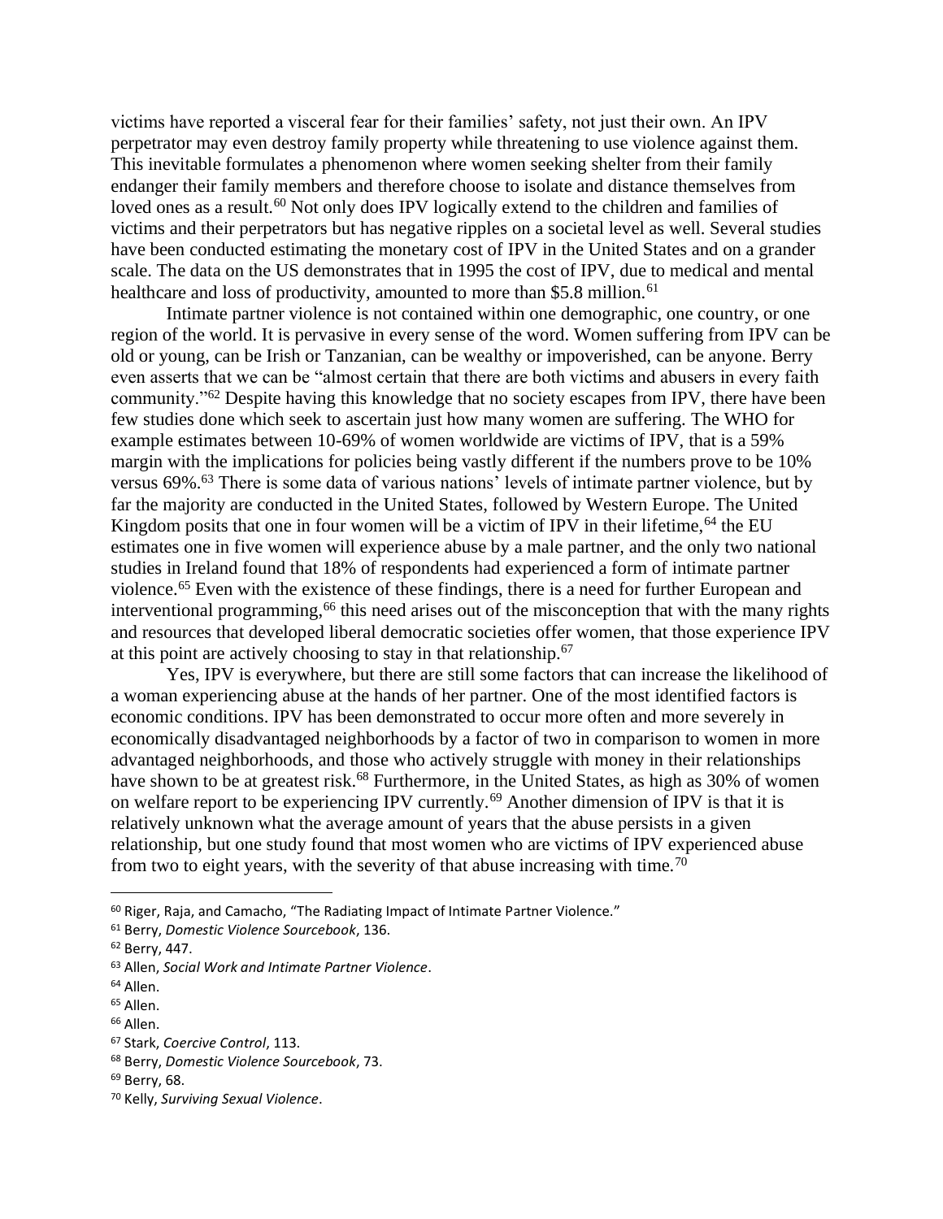victims have reported a visceral fear for their families' safety, not just their own. An IPV perpetrator may even destroy family property while threatening to use violence against them. This inevitable formulates a phenomenon where women seeking shelter from their family endanger their family members and therefore choose to isolate and distance themselves from loved ones as a result.[60] Not only does IPV logically extend to the children and families of victims and their perpetrators but has negative ripples on a societal level as well. Several studies have been conducted estimating the monetary cost of IPV in the United States and on a grander scale. The data on the US demonstrates that in 1995 the cost of IPV, due to medical and mental healthcare and loss of productivity, amounted to more than $5.8 million.[61]

Intimate partner violence is not contained within one demographic, one country, or one region of the world. It is pervasive in every sense of the word. Women suffering from IPV can be old or young, can be Irish or Tanzanian, can be wealthy or impoverished, can be anyone. Berry even asserts that we can be "almost certain that there are both victims and abusers in every faith community."[62] Despite having this knowledge that no society escapes from IPV, there have been few studies done which seek to ascertain just how many women are suffering. The WHO for example estimates between 10-69% of women worldwide are victims of IPV, that is a 59% margin with the implications for policies being vastly different if the numbers prove to be 10% versus 69%.[63] There is some data of various nations' levels of intimate partner violence, but by far the majority are conducted in the United States, followed by Western Europe. The United Kingdom posits that one in four women will be a victim of IPV in their lifetime,[64] the EU estimates one in five women will experience abuse by a male partner, and the only two national studies in Ireland found that 18% of respondents had experienced a form of intimate partner violence.[65] Even with the existence of these findings, there is a need for further European and interventional programming,[66] this need arises out of the misconception that with the many rights and resources that developed liberal democratic societies offer women, that those experience IPV at this point are actively choosing to stay in that relationship.[67]

Yes, IPV is everywhere, but there are still some factors that can increase the likelihood of a woman experiencing abuse at the hands of her partner. One of the most identified factors is economic conditions. IPV has been demonstrated to occur more often and more severely in economically disadvantaged neighborhoods by a factor of two in comparison to women in more advantaged neighborhoods, and those who actively struggle with money in their relationships have shown to be at greatest risk.[68] Furthermore, in the United States, as high as 30% of women on welfare report to be experiencing IPV currently.[69] Another dimension of IPV is that it is relatively unknown what the average amount of years that the abuse persists in a given relationship, but one study found that most women who are victims of IPV experienced abuse from two to eight years, with the severity of that abuse increasing with time.[70]

---

[60] Riger, Raja, and Camacho, "The Radiating Impact of Intimate Partner Violence."

[61] Berry, *Domestic Violence Sourcebook*, 136.

[62] Berry, 447.

[63] Allen, *Social Work and Intimate Partner Violence*.

[64] Allen.

[65] Allen.

[66] Allen.

[67] Stark, *Coercive Control*, 113.

[68] Berry, *Domestic Violence Sourcebook*, 73.

[69] Berry, 68.

[70] Kelly, *Surviving Sexual Violence*.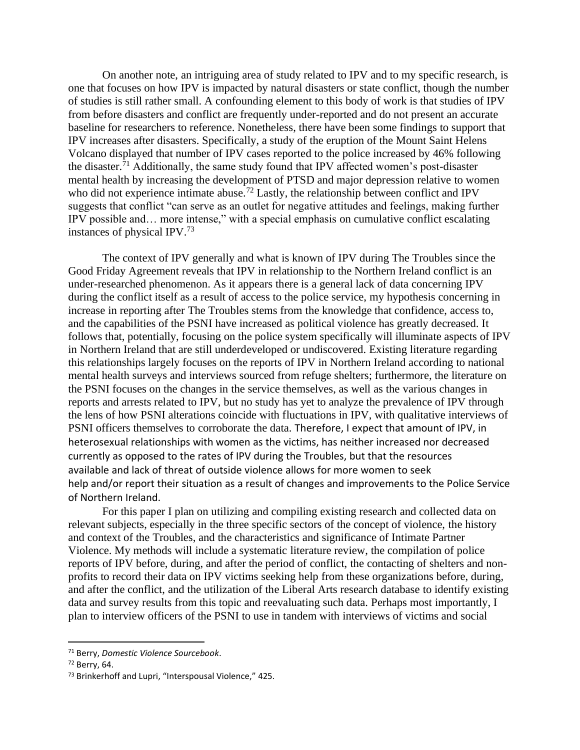On another note, an intriguing area of study related to IPV and to my specific research, is one that focuses on how IPV is impacted by natural disasters or state conflict, though the number of studies is still rather small. A confounding element to this body of work is that studies of IPV from before disasters and conflict are frequently under-reported and do not present an accurate baseline for researchers to reference. Nonetheless, there have been some findings to support that IPV increases after disasters. Specifically, a study of the eruption of the Mount Saint Helens Volcano displayed that number of IPV cases reported to the police increased by 46% following the disaster.[71] Additionally, the same study found that IPV affected women's post-disaster mental health by increasing the development of PTSD and major depression relative to women who did not experience intimate abuse.[72] Lastly, the relationship between conflict and IPV suggests that conflict "can serve as an outlet for negative attitudes and feelings, making further IPV possible and… more intense," with a special emphasis on cumulative conflict escalating instances of physical IPV.[73]

The context of IPV generally and what is known of IPV during The Troubles since the Good Friday Agreement reveals that IPV in relationship to the Northern Ireland conflict is an under-researched phenomenon. As it appears there is a general lack of data concerning IPV during the conflict itself as a result of access to the police service, my hypothesis concerning in increase in reporting after The Troubles stems from the knowledge that confidence, access to, and the capabilities of the PSNI have increased as political violence has greatly decreased. It follows that, potentially, focusing on the police system specifically will illuminate aspects of IPV in Northern Ireland that are still underdeveloped or undiscovered. Existing literature regarding this relationships largely focuses on the reports of IPV in Northern Ireland according to national mental health surveys and interviews sourced from refuge shelters; furthermore, the literature on the PSNI focuses on the changes in the service themselves, as well as the various changes in reports and arrests related to IPV, but no study has yet to analyze the prevalence of IPV through the lens of how PSNI alterations coincide with fluctuations in IPV, with qualitative interviews of PSNI officers themselves to corroborate the data. Therefore, I expect that amount of IPV, in heterosexual relationships with women as the victims, has neither increased nor decreased currently as opposed to the rates of IPV during the Troubles, but that the resources available and lack of threat of outside violence allows for more women to seek help and/or report their situation as a result of changes and improvements to the Police Service of Northern Ireland.

For this paper I plan on utilizing and compiling existing research and collected data on relevant subjects, especially in the three specific sectors of the concept of violence, the history and context of the Troubles, and the characteristics and significance of Intimate Partner Violence. My methods will include a systematic literature review, the compilation of police reports of IPV before, during, and after the period of conflict, the contacting of shelters and non-profits to record their data on IPV victims seeking help from these organizations before, during, and after the conflict, and the utilization of the Liberal Arts research database to identify existing data and survey results from this topic and reevaluating such data. Perhaps most importantly, I plan to interview officers of the PSNI to use in tandem with interviews of victims and social

[71] Berry, *Domestic Violence Sourcebook*.

[72] Berry, 64.

[73] Brinkerhoff and Lupri, "Interspousal Violence," 425.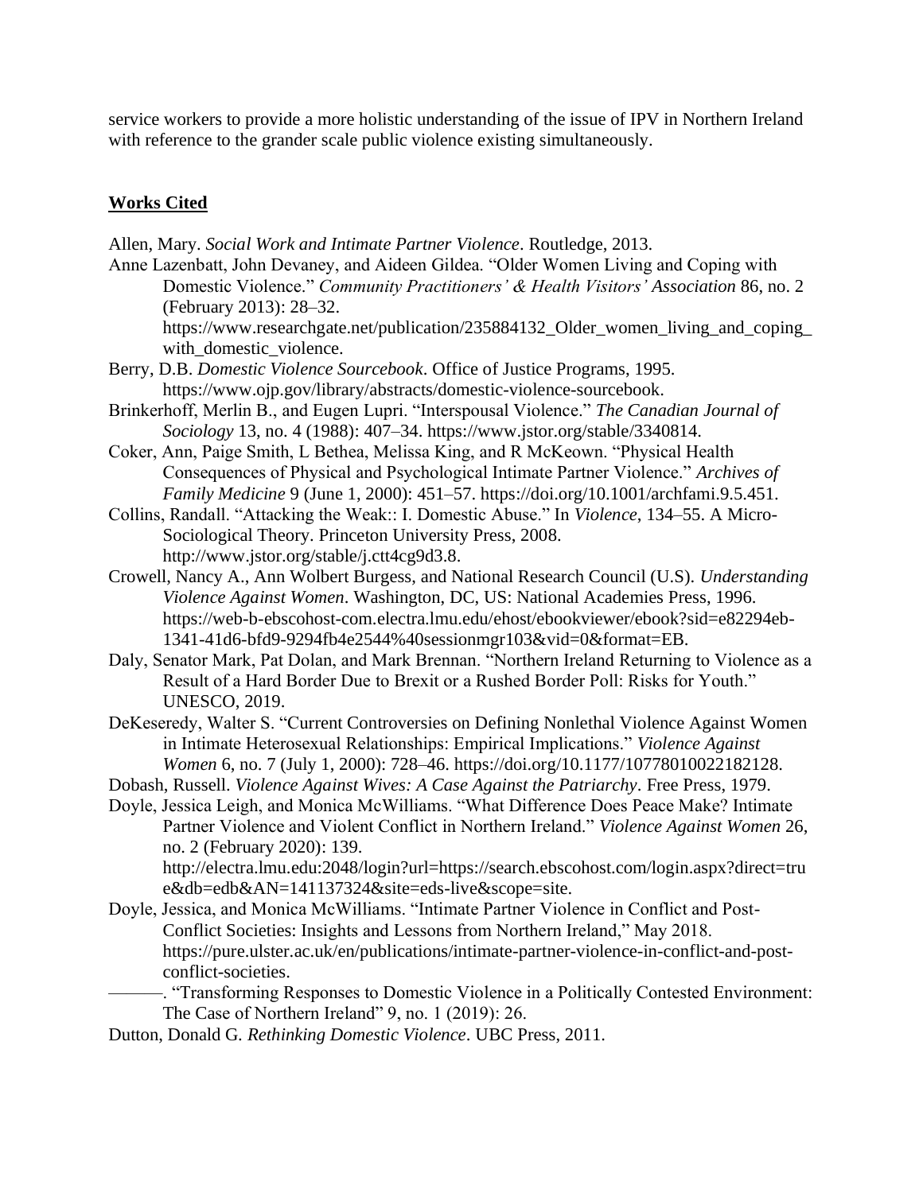service workers to provide a more holistic understanding of the issue of IPV in Northern Ireland with reference to the grander scale public violence existing simultaneously.

## **Works Cited**

Allen, Mary. *Social Work and Intimate Partner Violence*. Routledge, 2013.

Anne Lazenbatt, John Devaney, and Aideen Gildea. "Older Women Living and Coping with Domestic Violence." *Community Practitioners' & Health Visitors' Association* 86, no. 2 (February 2013): 28–32. https://www.researchgate.net/publication/235884132_Older_women_living_and_coping_with_domestic_violence.

Berry, D.B. *Domestic Violence Sourcebook*. Office of Justice Programs, 1995. https://www.ojp.gov/library/abstracts/domestic-violence-sourcebook.

Brinkerhoff, Merlin B., and Eugen Lupri. "Interspousal Violence." *The Canadian Journal of Sociology* 13, no. 4 (1988): 407–34. https://www.jstor.org/stable/3340814.

Coker, Ann, Paige Smith, L Bethea, Melissa King, and R McKeown. "Physical Health Consequences of Physical and Psychological Intimate Partner Violence." *Archives of Family Medicine* 9 (June 1, 2000): 451–57. https://doi.org/10.1001/archfami.9.5.451.

Collins, Randall. "Attacking the Weak:: I. Domestic Abuse." In *Violence*, 134–55. A Micro-Sociological Theory. Princeton University Press, 2008. http://www.jstor.org/stable/j.ctt4cg9d3.8.

Crowell, Nancy A., Ann Wolbert Burgess, and National Research Council (U.S). *Understanding Violence Against Women*. Washington, DC, US: National Academies Press, 1996. https://web-b-ebscohost-com.electra.lmu.edu/ehost/ebookviewer/ebook?sid=e82294eb-1341-41d6-bfd9-9294fb4e2544%40sessionmgr103&vid=0&format=EB.

Daly, Senator Mark, Pat Dolan, and Mark Brennan. "Northern Ireland Returning to Violence as a Result of a Hard Border Due to Brexit or a Rushed Border Poll: Risks for Youth." UNESCO, 2019.

DeKeseredy, Walter S. "Current Controversies on Defining Nonlethal Violence Against Women in Intimate Heterosexual Relationships: Empirical Implications." *Violence Against Women* 6, no. 7 (July 1, 2000): 728–46. https://doi.org/10.1177/10778010022182128.

Dobash, Russell. *Violence Against Wives: A Case Against the Patriarchy*. Free Press, 1979.

Doyle, Jessica Leigh, and Monica McWilliams. "What Difference Does Peace Make? Intimate Partner Violence and Violent Conflict in Northern Ireland." *Violence Against Women* 26, no. 2 (February 2020): 139. http://electra.lmu.edu:2048/login?url=https://search.ebscohost.com/login.aspx?direct=true&db=edb&AN=141137324&site=eds-live&scope=site.

Doyle, Jessica, and Monica McWilliams. "Intimate Partner Violence in Conflict and Post-Conflict Societies: Insights and Lessons from Northern Ireland," May 2018. https://pure.ulster.ac.uk/en/publications/intimate-partner-violence-in-conflict-and-post-conflict-societies.

———. "Transforming Responses to Domestic Violence in a Politically Contested Environment: The Case of Northern Ireland" 9, no. 1 (2019): 26.

Dutton, Donald G. *Rethinking Domestic Violence*. UBC Press, 2011.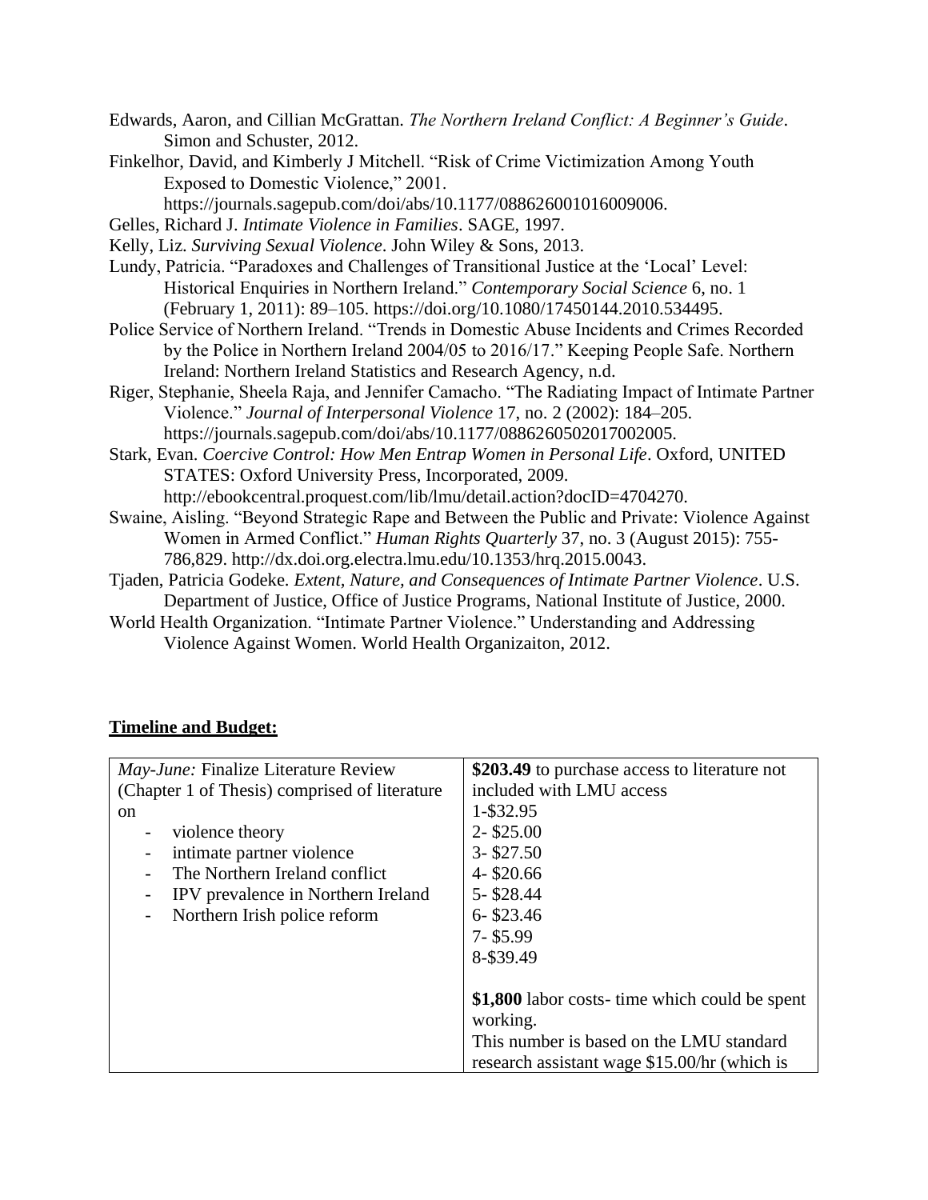Edwards, Aaron, and Cillian McGrattan. *The Northern Ireland Conflict: A Beginner's Guide*. Simon and Schuster, 2012.

Finkelhor, David, and Kimberly J Mitchell. "Risk of Crime Victimization Among Youth Exposed to Domestic Violence," 2001. https://journals.sagepub.com/doi/abs/10.1177/088626001016009006.

Gelles, Richard J. *Intimate Violence in Families*. SAGE, 1997.

Kelly, Liz. *Surviving Sexual Violence*. John Wiley & Sons, 2013.

Lundy, Patricia. "Paradoxes and Challenges of Transitional Justice at the 'Local' Level: Historical Enquiries in Northern Ireland." *Contemporary Social Science* 6, no. 1 (February 1, 2011): 89–105. https://doi.org/10.1080/17450144.2010.534495.

Police Service of Northern Ireland. "Trends in Domestic Abuse Incidents and Crimes Recorded by the Police in Northern Ireland 2004/05 to 2016/17." Keeping People Safe. Northern Ireland: Northern Ireland Statistics and Research Agency, n.d.

Riger, Stephanie, Sheela Raja, and Jennifer Camacho. "The Radiating Impact of Intimate Partner Violence." *Journal of Interpersonal Violence* 17, no. 2 (2002): 184–205. https://journals.sagepub.com/doi/abs/10.1177/0886260502017002005.

Stark, Evan. *Coercive Control: How Men Entrap Women in Personal Life*. Oxford, UNITED STATES: Oxford University Press, Incorporated, 2009. http://ebookcentral.proquest.com/lib/lmu/detail.action?docID=4704270.

Swaine, Aisling. "Beyond Strategic Rape and Between the Public and Private: Violence Against Women in Armed Conflict." *Human Rights Quarterly* 37, no. 3 (August 2015): 755-786,829. http://dx.doi.org.electra.lmu.edu/10.1353/hrq.2015.0043.

Tjaden, Patricia Godeke. *Extent, Nature, and Consequences of Intimate Partner Violence*. U.S. Department of Justice, Office of Justice Programs, National Institute of Justice, 2000.

World Health Organization. "Intimate Partner Violence." Understanding and Addressing Violence Against Women. World Health Organizaiton, 2012.

**Timeline and Budget:**

| | |
|---|---|
| *May-June:* Finalize Literature Review (Chapter 1 of Thesis) comprised of literature on<br>- violence theory<br>- intimate partner violence<br>- The Northern Ireland conflict<br>- IPV prevalence in Northern Ireland<br>- Northern Irish police reform | **$203.49** to purchase access to literature not included with LMU access<br>1-$32.95<br>2- $25.00<br>3- $27.50<br>4- $20.66<br>5- $28.44<br>6- $23.46<br>7- $5.99<br>8-$39.49<br><br>**$1,800** labor costs- time which could be spent working.<br>This number is based on the LMU standard research assistant wage $15.00/hr (which is |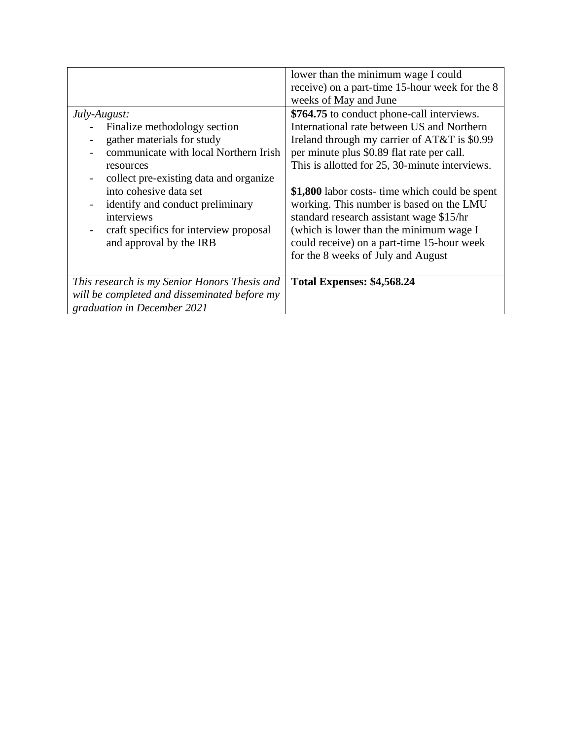| | |
|---|---|
| | lower than the minimum wage I could receive) on a part-time 15-hour week for the 8 weeks of May and June |
| *July-August:*<br>- Finalize methodology section<br>- gather materials for study<br>- communicate with local Northern Irish resources<br>- collect pre-existing data and organize into cohesive data set<br>- identify and conduct preliminary interviews<br>- craft specifics for interview proposal and approval by the IRB | **$764.75** to conduct phone-call interviews. International rate between US and Northern Ireland through my carrier of AT&T is $0.99 per minute plus $0.89 flat rate per call. This is allotted for 25, 30-minute interviews.<br><br>**$1,800** labor costs- time which could be spent working. This number is based on the LMU standard research assistant wage $15/hr (which is lower than the minimum wage I could receive) on a part-time 15-hour week for the 8 weeks of July and August |
| *This research is my Senior Honors Thesis and will be completed and disseminated before my graduation in December 2021* | **Total Expenses: $4,568.24** |